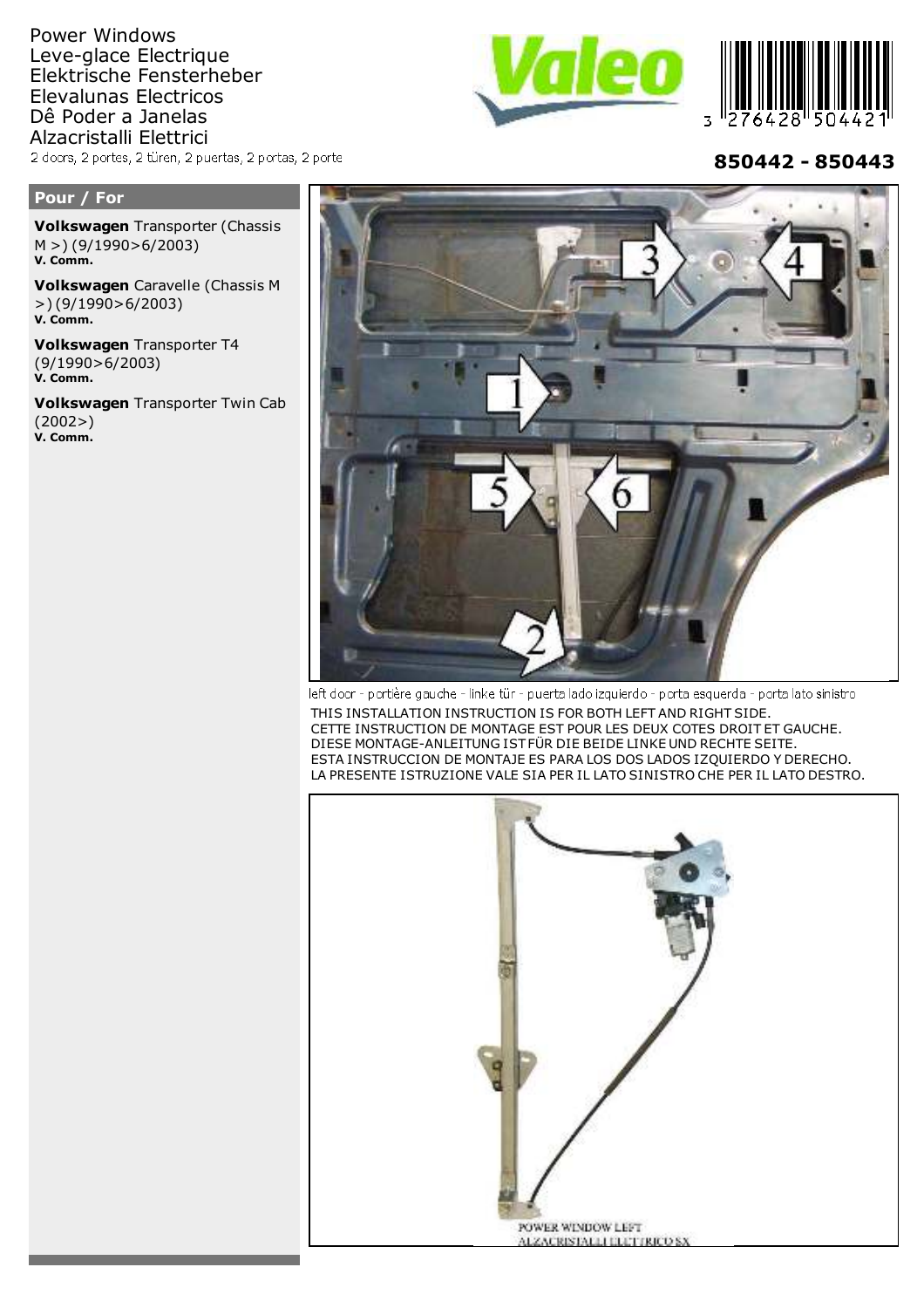Power Windows
Leve-glace Electrique
Elektrische Fensterheber
Elevalunas Electricos
Dê Poder a Janelas
Alzacristalli Elettrici

2 doors, 2 portes, 2 türen, 2 puertas, 2 portas, 2 porte

3 276428 504421

**850442 - 850443**

## Pour / For

**Volkswagen** Transporter (Chassis M >) (9/1990>6/2003)
**V. Comm.**

**Volkswagen** Caravelle (Chassis M >) (9/1990>6/2003)
**V. Comm.**

**Volkswagen** Transporter T4 (9/1990>6/2003)
**V. Comm.**

**Volkswagen** Transporter Twin Cab (2002>)
**V. Comm.**

left door - portière gauche - linke tür - puerta lado izquierdo - porta esquerda - porta lato sinistro

THIS INSTALLATION INSTRUCTION IS FOR BOTH LEFT AND RIGHT SIDE.
CETTE INSTRUCTION DE MONTAGE EST POUR LES DEUX COTES DROIT ET GAUCHE.
DIESE MONTAGE-ANLEITUNG IST FÜR DIE BEIDE LINKE UND RECHTE SEITE.
ESTA INSTRUCCION DE MONTAJE ES PARA LOS DOS LADOS IZQUIERDO Y DERECHO.
LA PRESENTE ISTRUZIONE VALE SIA PER IL LATO SINISTRO CHE PER IL LATO DESTRO.

POWER WINDOW LEFT
ALZACRISTALLI ELETTRICO SX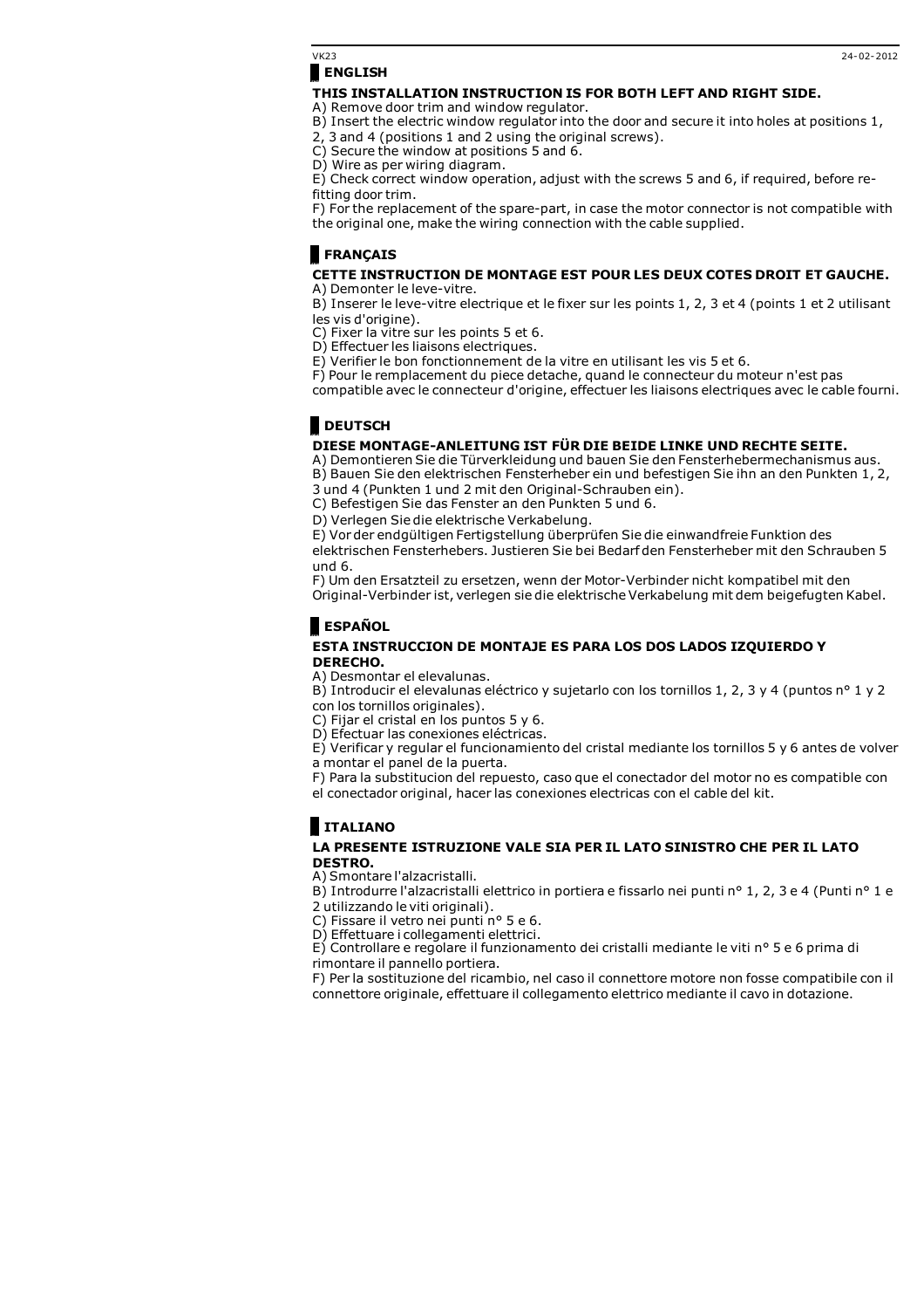## ENGLISH

**THIS INSTALLATION INSTRUCTION IS FOR BOTH LEFT AND RIGHT SIDE.**

A) Remove door trim and window regulator.
B) Insert the electric window regulator into the door and secure it into holes at positions 1, 2, 3 and 4 (positions 1 and 2 using the original screws).
C) Secure the window at positions 5 and 6.
D) Wire as per wiring diagram.
E) Check correct window operation, adjust with the screws 5 and 6, if required, before re-fitting door trim.
F) For the replacement of the spare-part, in case the motor connector is not compatible with the original one, make the wiring connection with the cable supplied.

## FRANÇAIS

**CETTE INSTRUCTION DE MONTAGE EST POUR LES DEUX COTES DROIT ET GAUCHE.**

A) Demonter le leve-vitre.
B) Inserer le leve-vitre electrique et le fixer sur les points 1, 2, 3 et 4 (points 1 et 2 utilisant les vis d'origine).
C) Fixer la vitre sur les points 5 et 6.
D) Effectuer les liaisons electriques.
E) Verifier le bon fonctionnement de la vitre en utilisant les vis 5 et 6.
F) Pour le remplacement du piece detache, quand le connecteur du moteur n'est pas compatible avec le connecteur d'origine, effectuer les liaisons electriques avec le cable fourni.

## DEUTSCH

**DIESE MONTAGE-ANLEITUNG IST FÜR DIE BEIDE LINKE UND RECHTE SEITE.**

A) Demontieren Sie die Türverkleidung und bauen Sie den Fensterhebermechanismus aus.
B) Bauen Sie den elektrischen Fensterheber ein und befestigen Sie ihn an den Punkten 1, 2, 3 und 4 (Punkten 1 und 2 mit den Original-Schrauben ein).
C) Befestigen Sie das Fenster an den Punkten 5 und 6.
D) Verlegen Sie die elektrische Verkabelung.
E) Vor der endgültigen Fertigstellung überprüfen Sie die einwandfreie Funktion des elektrischen Fensterhebers. Justieren Sie bei Bedarf den Fensterheber mit den Schrauben 5 und 6.
F) Um den Ersatzteil zu ersetzen, wenn der Motor-Verbinder nicht kompatibel mit den Original-Verbinder ist, verlegen sie die elektrische Verkabelung mit dem beigefugten Kabel.

## ESPAÑOL

**ESTA INSTRUCCION DE MONTAJE ES PARA LOS DOS LADOS IZQUIERDO Y DERECHO.**

A) Desmontar el elevalunas.
B) Introducir el elevalunas eléctrico y sujetarlo con los tornillos 1, 2, 3 y 4 (puntos n° 1 y 2 con los tornillos originales).
C) Fijar el cristal en los puntos 5 y 6.
D) Efectuar las conexiones eléctricas.
E) Verificar y regular el funcionamiento del cristal mediante los tornillos 5 y 6 antes de volver a montar el panel de la puerta.
F) Para la substitucion del repuesto, caso que el conectador del motor no es compatible con el conectador original, hacer las conexiones electricas con el cable del kit.

## ITALIANO

**LA PRESENTE ISTRUZIONE VALE SIA PER IL LATO SINISTRO CHE PER IL LATO DESTRO.**

A) Smontare l'alzacristalli.
B) Introdurre l'alzacristalli elettrico in portiera e fissarlo nei punti n° 1, 2, 3 e 4 (Punti n° 1 e 2 utilizzando le viti originali).
C) Fissare il vetro nei punti n° 5 e 6.
D) Effettuare i collegamenti elettrici.
E) Controllare e regolare il funzionamento dei cristalli mediante le viti n° 5 e 6 prima di rimontare il pannello portiera.
F) Per la sostituzione del ricambio, nel caso il connettore motore non fosse compatibile con il connettore originale, effettuare il collegamento elettrico mediante il cavo in dotazione.